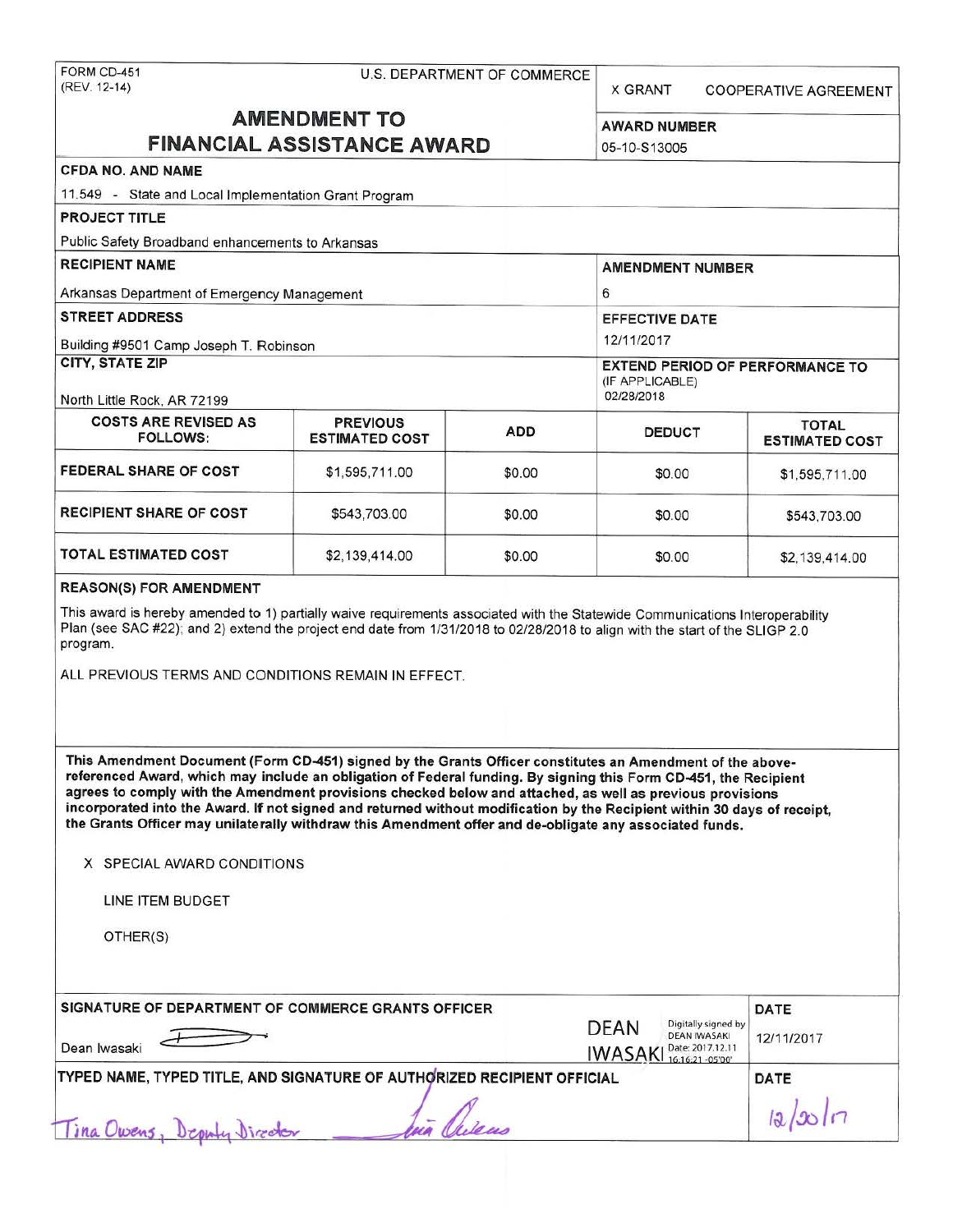FORM CD-451
(REV. 12-14)

U.S. DEPARTMENT OF COMMERCE

X GRANT   COOPERATIVE AGREEMENT

# AMENDMENT TO FINANCIAL ASSISTANCE AWARD

**AWARD NUMBER**
05-10-S13005

**CFDA NO. AND NAME**
11.549 - State and Local Implementation Grant Program

**PROJECT TITLE**
Public Safety Broadband enhancements to Arkansas

**RECIPIENT NAME**
Arkansas Department of Emergency Management

**AMENDMENT NUMBER**
6

**STREET ADDRESS**
Building #9501 Camp Joseph T. Robinson

**EFFECTIVE DATE**
12/11/2017

**CITY, STATE ZIP**
North Little Rock, AR 72199

**EXTEND PERIOD OF PERFORMANCE TO** (IF APPLICABLE)
02/28/2018

| COSTS ARE REVISED AS FOLLOWS: | PREVIOUS ESTIMATED COST | ADD | DEDUCT | TOTAL ESTIMATED COST |
|---|---|---|---|---|
| FEDERAL SHARE OF COST | $1,595,711.00 | $0.00 | $0.00 | $1,595,711.00 |
| RECIPIENT SHARE OF COST | $543,703.00 | $0.00 | $0.00 | $543,703.00 |
| TOTAL ESTIMATED COST | $2,139,414.00 | $0.00 | $0.00 | $2,139,414.00 |

**REASON(S) FOR AMENDMENT**

This award is hereby amended to 1) partially waive requirements associated with the Statewide Communications Interoperability Plan (see SAC #22); and 2) extend the project end date from 1/31/2018 to 02/28/2018 to align with the start of the SLIGP 2.0 program.

ALL PREVIOUS TERMS AND CONDITIONS REMAIN IN EFFECT.

**This Amendment Document (Form CD-451) signed by the Grants Officer constitutes an Amendment of the above-referenced Award, which may include an obligation of Federal funding. By signing this Form CD-451, the Recipient agrees to comply with the Amendment provisions checked below and attached, as well as previous provisions incorporated into the Award. If not signed and returned without modification by the Recipient within 30 days of receipt, the Grants Officer may unilaterally withdraw this Amendment offer and de-obligate any associated funds.**

X SPECIAL AWARD CONDITIONS

LINE ITEM BUDGET

OTHER(S)

**SIGNATURE OF DEPARTMENT OF COMMERCE GRANTS OFFICER**
Dean Iwasaki

DEAN IWASAKI — Digitally signed by DEAN IWASAKI Date: 2017.12.11 16:16:21 -05'00'

**DATE**
12/11/2017

**TYPED NAME, TYPED TITLE, AND SIGNATURE OF AUTHORIZED RECIPIENT OFFICIAL**
Tina Owens, Deputy Director

**DATE**
12/20/17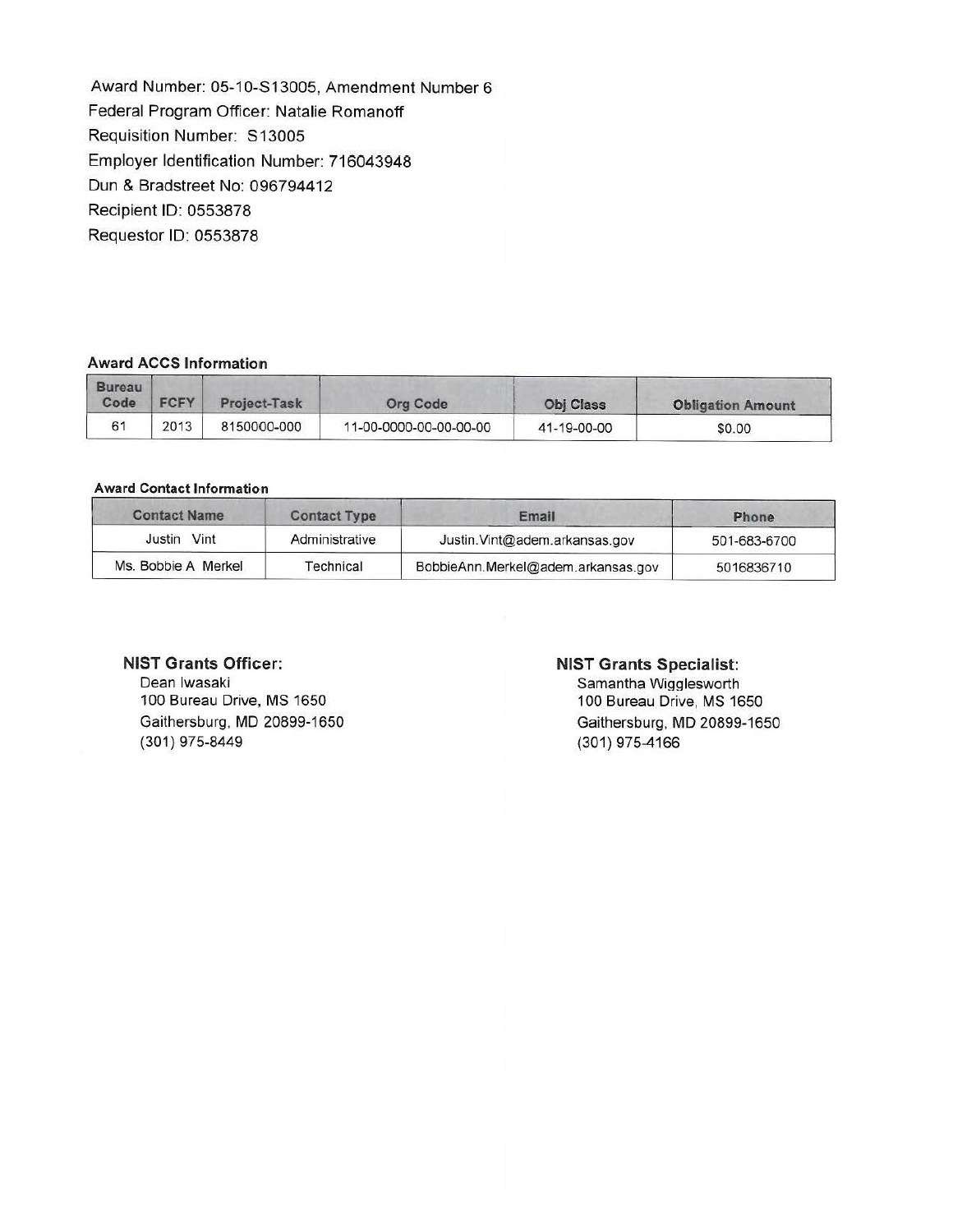Award Number: 05-10-S13005, Amendment Number 6
Federal Program Officer: Natalie Romanoff
Requisition Number: S13005
Employer Identification Number: 716043948
Dun & Bradstreet No: 096794412
Recipient ID: 0553878
Requestor ID: 0553878

**Award ACCS Information**

| Bureau Code | FCFY | Project-Task | Org Code | Obj Class | Obligation Amount |
|---|---|---|---|---|---|
| 61 | 2013 | 8150000-000 | 11-00-0000-00-00-00-00 | 41-19-00-00 | $0.00 |

**Award Contact Information**

| Contact Name | Contact Type | Email | Phone |
|---|---|---|---|
| Justin Vint | Administrative | Justin.Vint@adem.arkansas.gov | 501-683-6700 |
| Ms. Bobbie A Merkel | Technical | BobbieAnn.Merkel@adem.arkansas.gov | 5016836710 |

**NIST Grants Officer:**
Dean Iwasaki
100 Bureau Drive, MS 1650
Gaithersburg, MD 20899-1650
(301) 975-8449

**NIST Grants Specialist:**
Samantha Wigglesworth
100 Bureau Drive, MS 1650
Gaithersburg, MD 20899-1650
(301) 975-4166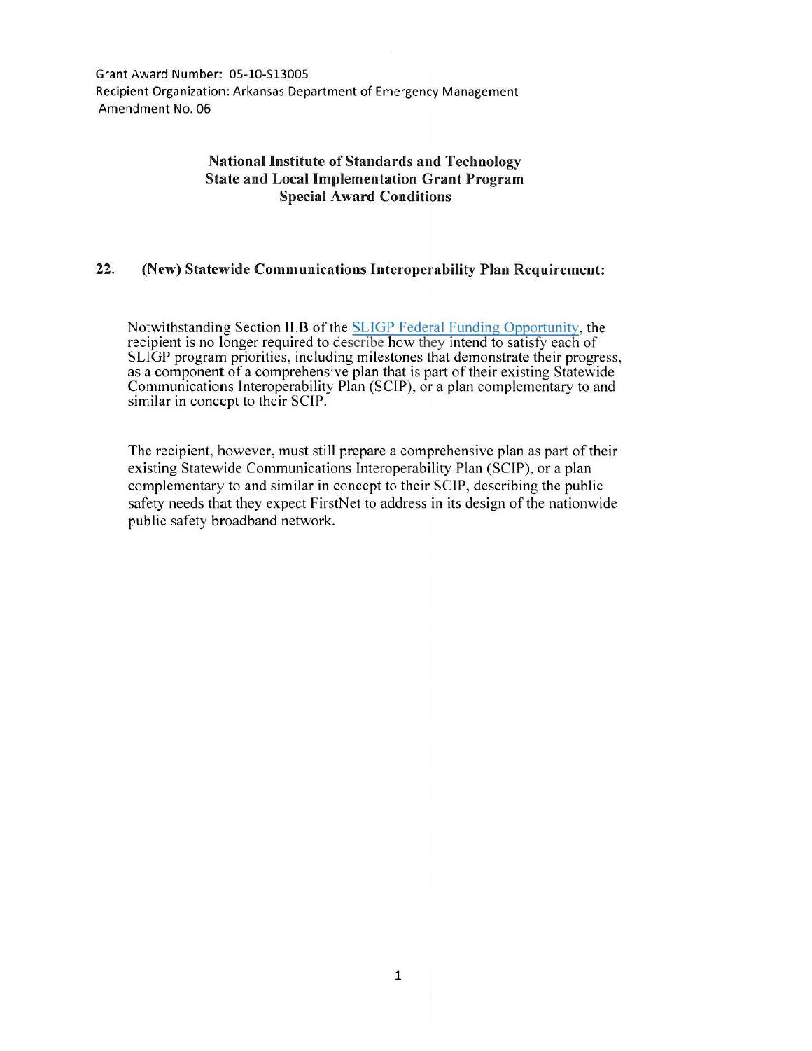Grant Award Number: 05-10-S13005
Recipient Organization: Arkansas Department of Emergency Management
Amendment No. 06

## National Institute of Standards and Technology
## State and Local Implementation Grant Program
## Special Award Conditions

### 22. (New) Statewide Communications Interoperability Plan Requirement:

Notwithstanding Section II.B of the SLIGP Federal Funding Opportunity, the recipient is no longer required to describe how they intend to satisfy each of SLIGP program priorities, including milestones that demonstrate their progress, as a component of a comprehensive plan that is part of their existing Statewide Communications Interoperability Plan (SCIP), or a plan complementary to and similar in concept to their SCIP.

The recipient, however, must still prepare a comprehensive plan as part of their existing Statewide Communications Interoperability Plan (SCIP), or a plan complementary to and similar in concept to their SCIP, describing the public safety needs that they expect FirstNet to address in its design of the nationwide public safety broadband network.